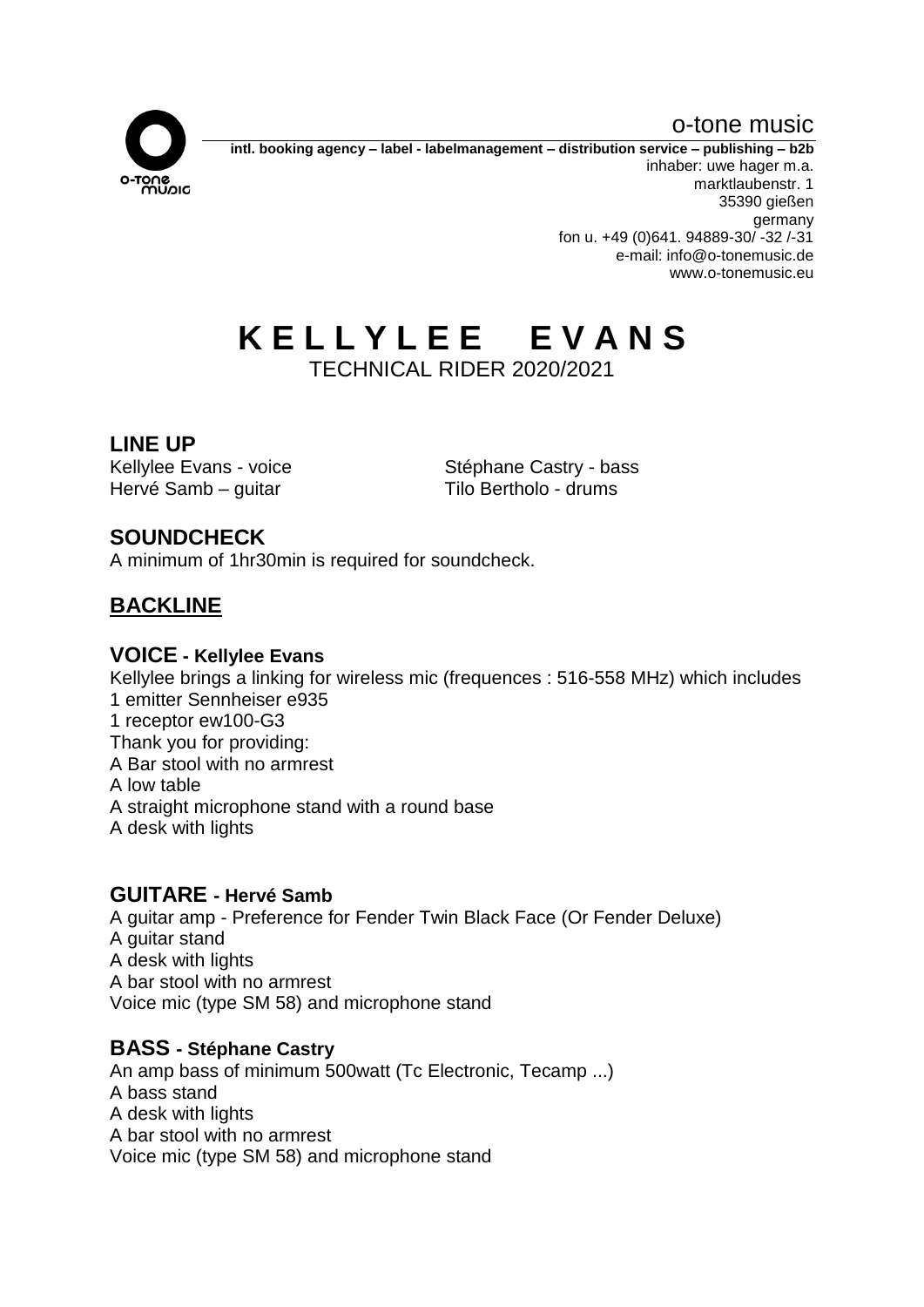o-tone music

**intl. booking agency – label - labelmanagement – distribution service – publishing – b2b**
inhaber: uwe hager m.a.
marktlaubenstr. 1
35390 gießen
germany
fon u. +49 (0)641. 94889-30/ -32 /-31
e-mail: info@o-tonemusic.de
www.o-tonemusic.eu

# KELLYLEE EVANS

TECHNICAL RIDER 2020/2021

## LINE UP

Kellylee Evans - voice
Hervé Samb – guitar
Stéphane Castry - bass
Tilo Bertholo - drums

## SOUNDCHECK

A minimum of 1hr30min is required for soundcheck.

## BACKLINE

### VOICE - Kellylee Evans

Kellylee brings a linking for wireless mic (frequences : 516-558 MHz) which includes
1 emitter Sennheiser e935
1 receptor ew100-G3
Thank you for providing:
A Bar stool with no armrest
A low table
A straight microphone stand with a round base
A desk with lights

### GUITARE - Hervé Samb

A guitar amp - Preference for Fender Twin Black Face (Or Fender Deluxe)
A guitar stand
A desk with lights
A bar stool with no armrest
Voice mic (type SM 58) and microphone stand

### BASS - Stéphane Castry

An amp bass of minimum 500watt (Tc Electronic, Tecamp ...)
A bass stand
A desk with lights
A bar stool with no armrest
Voice mic (type SM 58) and microphone stand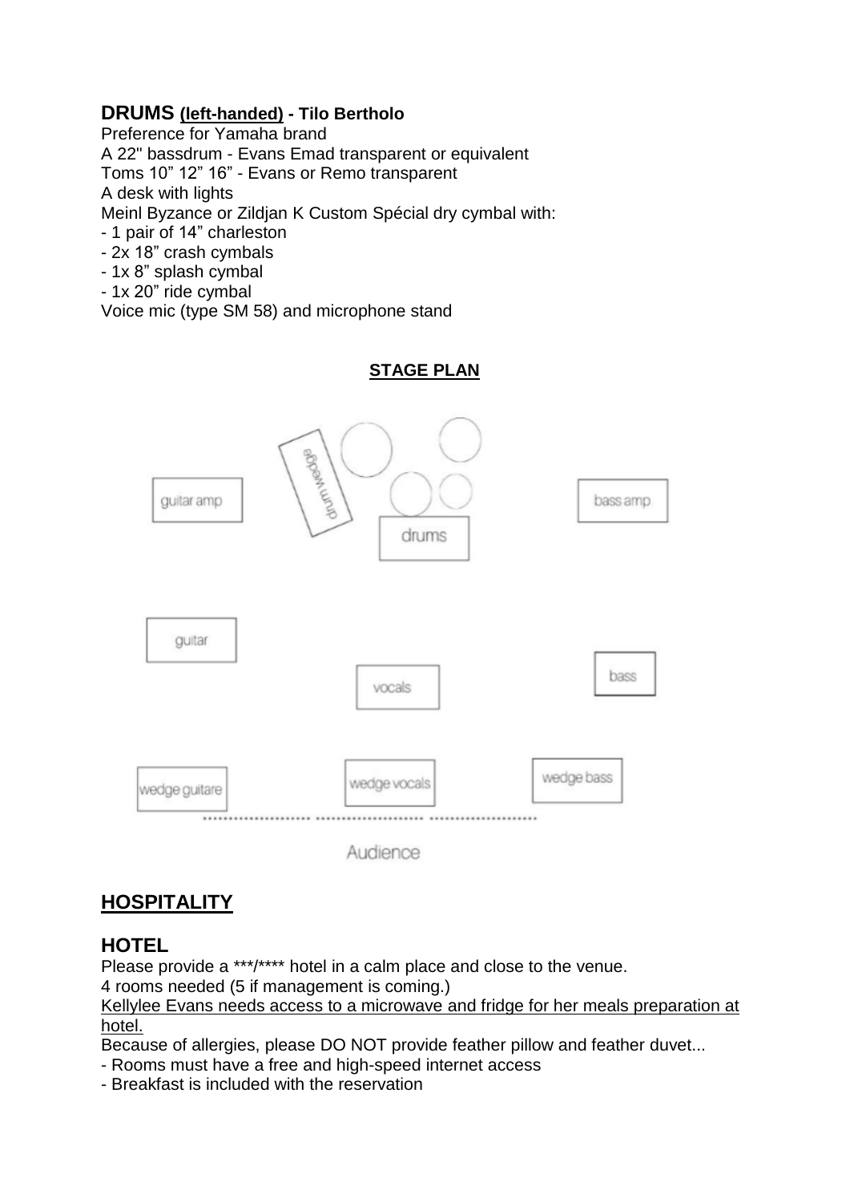## DRUMS **(left-handed)** - Tilo Bertholo

Preference for Yamaha brand
A 22" bassdrum - Evans Emad transparent or equivalent
Toms 10" 12" 16" - Evans or Remo transparent
A desk with lights
Meinl Byzance or Zildjan K Custom Spécial dry cymbal with:

- 1 pair of 14" charleston
- 2x 18" crash cymbals
- 1x 8" splash cymbal
- 1x 20" ride cymbal

Voice mic (type SM 58) and microphone stand

**STAGE PLAN**

drum wedge
guitar amp
drums
bass amp
guitar
vocals
bass
wedge guitare
wedge vocals
wedge bass
Audience

## HOSPITALITY

## HOTEL

Please provide a ***/**** hotel in a calm place and close to the venue.
4 rooms needed (5 if management is coming.)
Kellylee Evans needs access to a microwave and fridge for her meals preparation at hotel.
Because of allergies, please DO NOT provide feather pillow and feather duvet...

- Rooms must have a free and high-speed internet access
- Breakfast is included with the reservation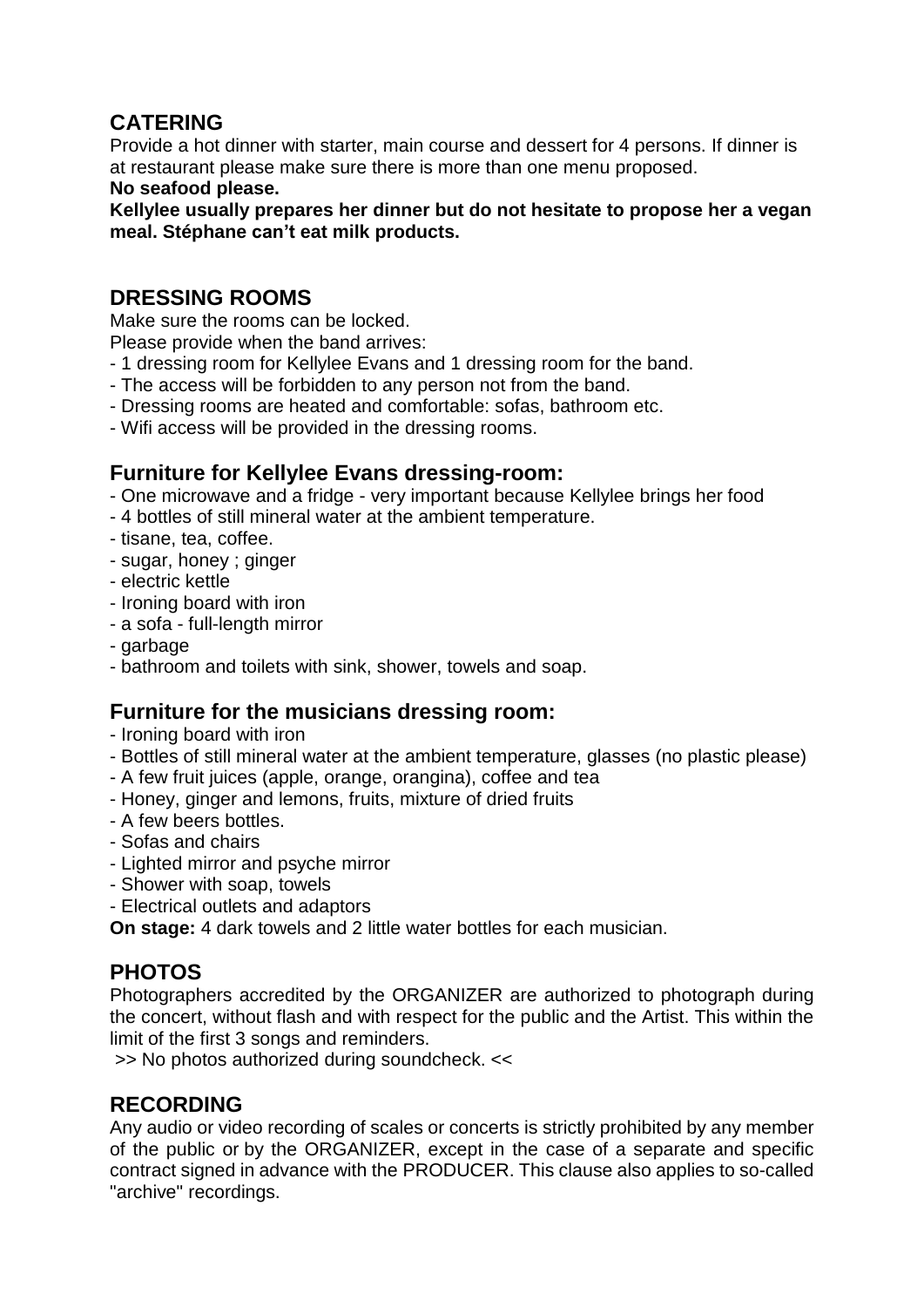## CATERING

Provide a hot dinner with starter, main course and dessert for 4 persons. If dinner is at restaurant please make sure there is more than one menu proposed.

**No seafood please.**

**Kellylee usually prepares her dinner but do not hesitate to propose her a vegan meal. Stéphane can't eat milk products.**

## DRESSING ROOMS

Make sure the rooms can be locked.

Please provide when the band arrives:

- 1 dressing room for Kellylee Evans and 1 dressing room for the band.
- The access will be forbidden to any person not from the band.
- Dressing rooms are heated and comfortable: sofas, bathroom etc.
- Wifi access will be provided in the dressing rooms.

### Furniture for Kellylee Evans dressing-room:

- One microwave and a fridge - very important because Kellylee brings her food
- 4 bottles of still mineral water at the ambient temperature.
- tisane, tea, coffee.
- sugar, honey ; ginger
- electric kettle
- Ironing board with iron
- a sofa - full-length mirror
- garbage
- bathroom and toilets with sink, shower, towels and soap.

### Furniture for the musicians dressing room:

- Ironing board with iron
- Bottles of still mineral water at the ambient temperature, glasses (no plastic please)
- A few fruit juices (apple, orange, orangina), coffee and tea
- Honey, ginger and lemons, fruits, mixture of dried fruits
- A few beers bottles.
- Sofas and chairs
- Lighted mirror and psyche mirror
- Shower with soap, towels
- Electrical outlets and adaptors

**On stage:** 4 dark towels and 2 little water bottles for each musician.

## PHOTOS

Photographers accredited by the ORGANIZER are authorized to photograph during the concert, without flash and with respect for the public and the Artist. This within the limit of the first 3 songs and reminders.

>> No photos authorized during soundcheck. <<

## RECORDING

Any audio or video recording of scales or concerts is strictly prohibited by any member of the public or by the ORGANIZER, except in the case of a separate and specific contract signed in advance with the PRODUCER. This clause also applies to so-called "archive" recordings.